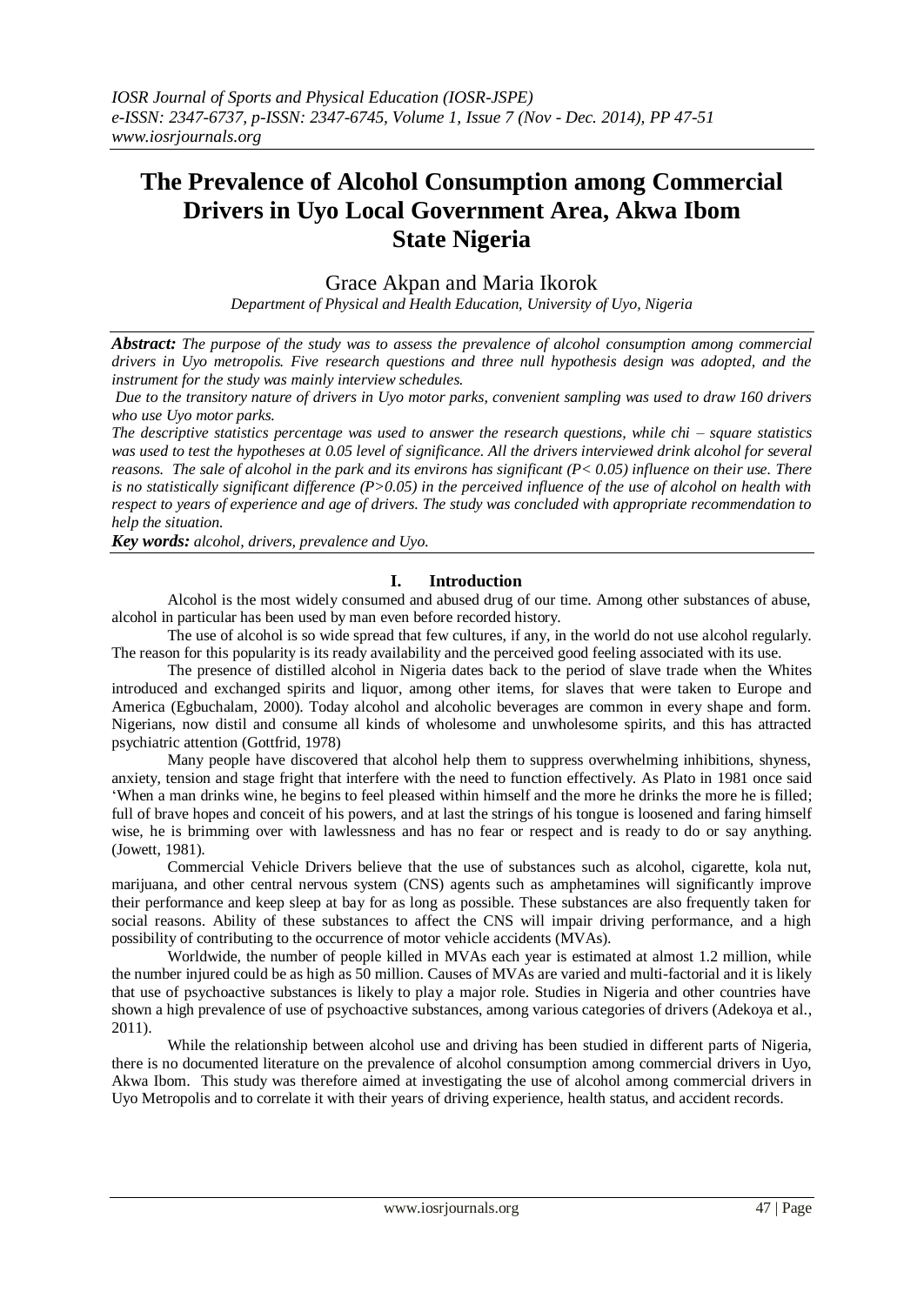# The Prevalence of Alcohol Consumption among Commercial Drivers in Uyo Local Government Area, Akwa Ibom State Nigeria

Grace Akpan and Maria Ikorok

*Department of Physical and Health Education, University of Uyo, Nigeria*

***Abstract:*** *The purpose of the study was to assess the prevalence of alcohol consumption among commercial drivers in Uyo metropolis. Five research questions and three null hypothesis design was adopted, and the instrument for the study was mainly interview schedules.*

*Due to the transitory nature of drivers in Uyo motor parks, convenient sampling was used to draw 160 drivers who use Uyo motor parks.*

*The descriptive statistics percentage was used to answer the research questions, while chi – square statistics was used to test the hypotheses at 0.05 level of significance. All the drivers interviewed drink alcohol for several reasons. The sale of alcohol in the park and its environs has significant ($P < 0.05$) influence on their use. There is no statistically significant difference ($P > 0.05$) in the perceived influence of the use of alcohol on health with respect to years of experience and age of drivers. The study was concluded with appropriate recommendation to help the situation.*

***Key words:*** *alcohol, drivers, prevalence and Uyo.*

## I. Introduction

Alcohol is the most widely consumed and abused drug of our time. Among other substances of abuse, alcohol in particular has been used by man even before recorded history.

The use of alcohol is so wide spread that few cultures, if any, in the world do not use alcohol regularly. The reason for this popularity is its ready availability and the perceived good feeling associated with its use.

The presence of distilled alcohol in Nigeria dates back to the period of slave trade when the Whites introduced and exchanged spirits and liquor, among other items, for slaves that were taken to Europe and America (Egbuchalam, 2000). Today alcohol and alcoholic beverages are common in every shape and form. Nigerians, now distil and consume all kinds of wholesome and unwholesome spirits, and this has attracted psychiatric attention (Gottfrid, 1978)

Many people have discovered that alcohol help them to suppress overwhelming inhibitions, shyness, anxiety, tension and stage fright that interfere with the need to function effectively. As Plato in 1981 once said 'When a man drinks wine, he begins to feel pleased within himself and the more he drinks the more he is filled; full of brave hopes and conceit of his powers, and at last the strings of his tongue is loosened and faring himself wise, he is brimming over with lawlessness and has no fear or respect and is ready to do or say anything. (Jowett, 1981).

Commercial Vehicle Drivers believe that the use of substances such as alcohol, cigarette, kola nut, marijuana, and other central nervous system (CNS) agents such as amphetamines will significantly improve their performance and keep sleep at bay for as long as possible. These substances are also frequently taken for social reasons. Ability of these substances to affect the CNS will impair driving performance, and a high possibility of contributing to the occurrence of motor vehicle accidents (MVAs).

Worldwide, the number of people killed in MVAs each year is estimated at almost 1.2 million, while the number injured could be as high as 50 million. Causes of MVAs are varied and multi-factorial and it is likely that use of psychoactive substances is likely to play a major role. Studies in Nigeria and other countries have shown a high prevalence of use of psychoactive substances, among various categories of drivers (Adekoya et al., 2011).

While the relationship between alcohol use and driving has been studied in different parts of Nigeria, there is no documented literature on the prevalence of alcohol consumption among commercial drivers in Uyo, Akwa Ibom. This study was therefore aimed at investigating the use of alcohol among commercial drivers in Uyo Metropolis and to correlate it with their years of driving experience, health status, and accident records.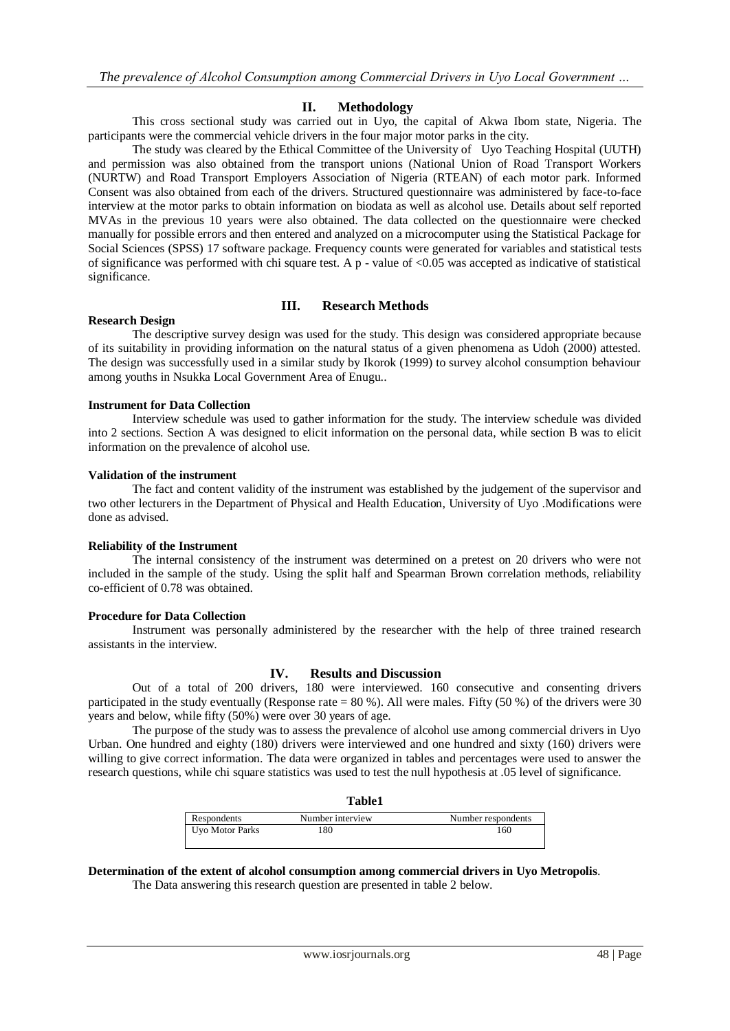## II. Methodology

This cross sectional study was carried out in Uyo, the capital of Akwa Ibom state, Nigeria. The participants were the commercial vehicle drivers in the four major motor parks in the city.

The study was cleared by the Ethical Committee of the University of Uyo Teaching Hospital (UUTH) and permission was also obtained from the transport unions (National Union of Road Transport Workers (NURTW) and Road Transport Employers Association of Nigeria (RTEAN) of each motor park. Informed Consent was also obtained from each of the drivers. Structured questionnaire was administered by face-to-face interview at the motor parks to obtain information on biodata as well as alcohol use. Details about self reported MVAs in the previous 10 years were also obtained. The data collected on the questionnaire were checked manually for possible errors and then entered and analyzed on a microcomputer using the Statistical Package for Social Sciences (SPSS) 17 software package. Frequency counts were generated for variables and statistical tests of significance was performed with chi square test. A p - value of <0.05 was accepted as indicative of statistical significance.

## III. Research Methods

**Research Design**

The descriptive survey design was used for the study. This design was considered appropriate because of its suitability in providing information on the natural status of a given phenomena as Udoh (2000) attested. The design was successfully used in a similar study by Ikorok (1999) to survey alcohol consumption behaviour among youths in Nsukka Local Government Area of Enugu..

**Instrument for Data Collection**

Interview schedule was used to gather information for the study. The interview schedule was divided into 2 sections. Section A was designed to elicit information on the personal data, while section B was to elicit information on the prevalence of alcohol use.

**Validation of the instrument**

The fact and content validity of the instrument was established by the judgement of the supervisor and two other lecturers in the Department of Physical and Health Education, University of Uyo .Modifications were done as advised.

**Reliability of the Instrument**

The internal consistency of the instrument was determined on a pretest on 20 drivers who were not included in the sample of the study. Using the split half and Spearman Brown correlation methods, reliability co-efficient of 0.78 was obtained.

**Procedure for Data Collection**

Instrument was personally administered by the researcher with the help of three trained research assistants in the interview.

## IV. Results and Discussion

Out of a total of 200 drivers, 180 were interviewed. 160 consecutive and consenting drivers participated in the study eventually (Response rate = 80 %). All were males. Fifty (50 %) of the drivers were 30 years and below, while fifty (50%) were over 30 years of age.

The purpose of the study was to assess the prevalence of alcohol use among commercial drivers in Uyo Urban. One hundred and eighty (180) drivers were interviewed and one hundred and sixty (160) drivers were willing to give correct information. The data were organized in tables and percentages were used to answer the research questions, while chi square statistics was used to test the null hypothesis at .05 level of significance.

**Table1**

| Respondents | Number interview | Number respondents |
|---|---|---|
| Uyo Motor Parks | 180 | 160 |

**Determination of the extent of alcohol consumption among commercial drivers in Uyo Metropolis**.

The Data answering this research question are presented in table 2 below.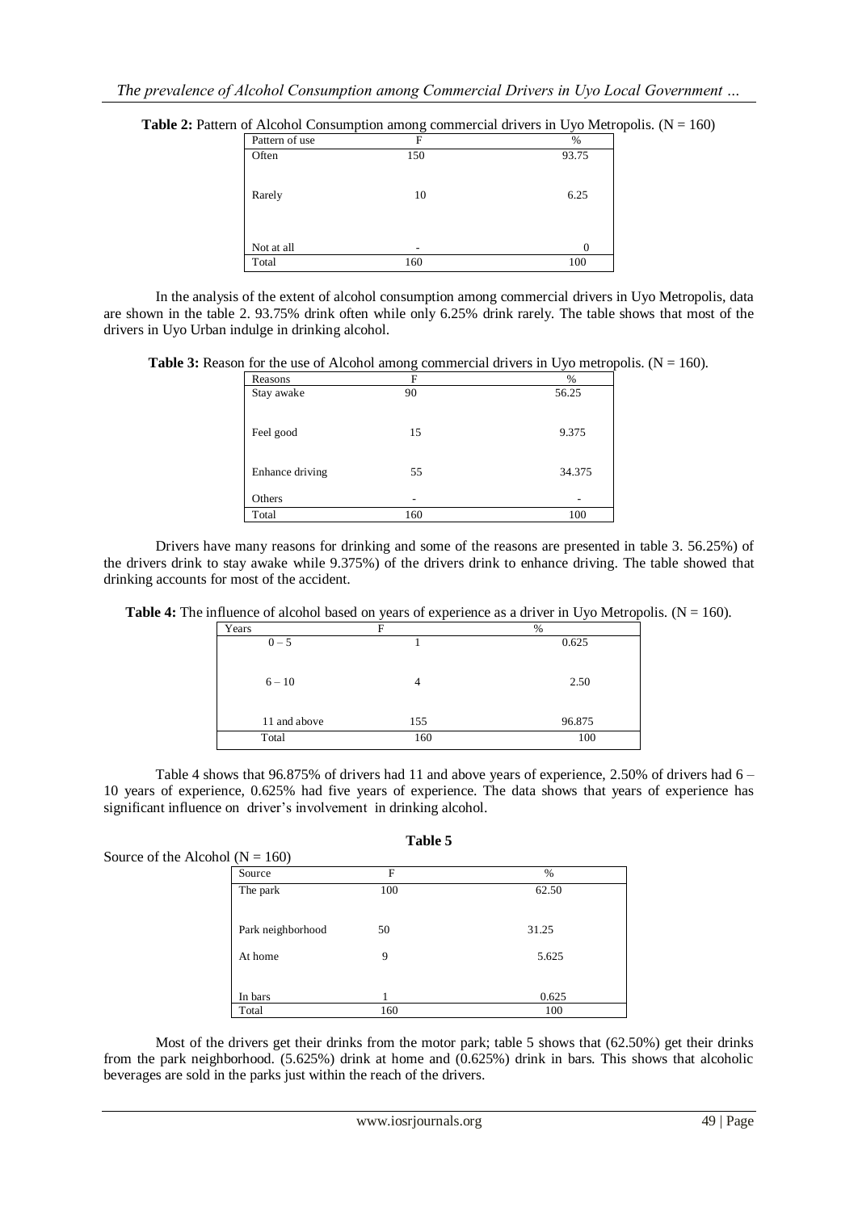**Table 2:** Pattern of Alcohol Consumption among commercial drivers in Uyo Metropolis. (N = 160)

| Pattern of use | F | % |
|---|---|---|
| Often | 150 | 93.75 |
| Rarely | 10 | 6.25 |
| Not at all | - | 0 |
| Total | 160 | 100 |

In the analysis of the extent of alcohol consumption among commercial drivers in Uyo Metropolis, data are shown in the table 2. 93.75% drink often while only 6.25% drink rarely. The table shows that most of the drivers in Uyo Urban indulge in drinking alcohol.

**Table 3:** Reason for the use of Alcohol among commercial drivers in Uyo metropolis. (N = 160).

| Reasons | F | % |
|---|---|---|
| Stay awake | 90 | 56.25 |
| Feel good | 15 | 9.375 |
| Enhance driving | 55 | 34.375 |
| Others | - | - |
| Total | 160 | 100 |

Drivers have many reasons for drinking and some of the reasons are presented in table 3. 56.25%) of the drivers drink to stay awake while 9.375%) of the drivers drink to enhance driving. The table showed that drinking accounts for most of the accident.

**Table 4:** The influence of alcohol based on years of experience as a driver in Uyo Metropolis. (N = 160).

| Years | F | % |
|---|---|---|
| 0 – 5 | 1 | 0.625 |
| 6 – 10 | 4 | 2.50 |
| 11 and above | 155 | 96.875 |
| Total | 160 | 100 |

Table 4 shows that 96.875% of drivers had 11 and above years of experience, 2.50% of drivers had 6 – 10 years of experience, 0.625% had five years of experience. The data shows that years of experience has significant influence on driver's involvement in drinking alcohol.

**Table 5**

Source of the Alcohol (N = 160)

| Source | F | % |
|---|---|---|
| The park | 100 | 62.50 |
| Park neighborhood | 50 | 31.25 |
| At home | 9 | 5.625 |
| In bars | 1 | 0.625 |
| Total | 160 | 100 |

Most of the drivers get their drinks from the motor park; table 5 shows that (62.50%) get their drinks from the park neighborhood. (5.625%) drink at home and (0.625%) drink in bars. This shows that alcoholic beverages are sold in the parks just within the reach of the drivers.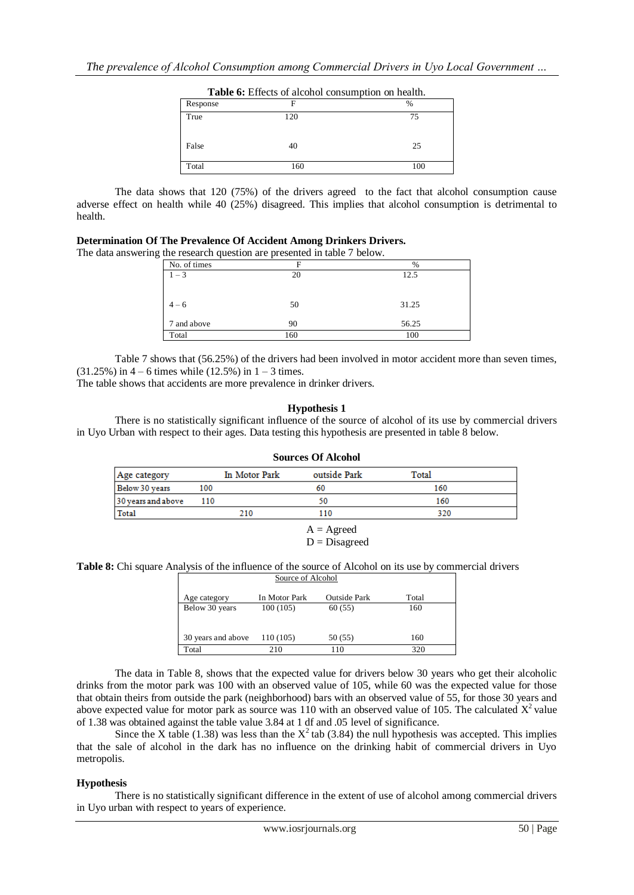**Table 6:** Effects of alcohol consumption on health.

| Response | F | % |
|---|---|---|
| True | 120 | 75 |
| False | 40 | 25 |
| Total | 160 | 100 |

The data shows that 120 (75%) of the drivers agreed to the fact that alcohol consumption cause adverse effect on health while 40 (25%) disagreed. This implies that alcohol consumption is detrimental to health.

**Determination Of The Prevalence Of Accident Among Drinkers Drivers.**

The data answering the research question are presented in table 7 below.

| No. of times | F | % |
|---|---|---|
| 1 – 3 | 20 | 12.5 |
| 4 – 6 | 50 | 31.25 |
| 7 and above | 90 | 56.25 |
| Total | 160 | 100 |

Table 7 shows that (56.25%) of the drivers had been involved in motor accident more than seven times, (31.25%) in 4 – 6 times while (12.5%) in 1 – 3 times.

The table shows that accidents are more prevalence in drinker drivers.

**Hypothesis 1**

There is no statistically significant influence of the source of alcohol of its use by commercial drivers in Uyo Urban with respect to their ages. Data testing this hypothesis are presented in table 8 below.

**Sources Of Alcohol**

| Age category | In Motor Park | outside Park | Total |
|---|---|---|---|
| Below 30 years | 100 | 60 | 160 |
| 30 years and above | 110 | 50 | 160 |
| Total | 210 | 110 | 320 |

A = Agreed
D = Disagreed

**Table 8:** Chi square Analysis of the influence of the source of Alcohol on its use by commercial drivers

| | Source of Alcohol | | |
|---|---|---|---|
| Age category | In Motor Park | Outside Park | Total |
| Below 30 years | 100 (105) | 60 (55) | 160 |
| 30 years and above | 110 (105) | 50 (55) | 160 |
| Total | 210 | 110 | 320 |

The data in Table 8, shows that the expected value for drivers below 30 years who get their alcoholic drinks from the motor park was 100 with an observed value of 105, while 60 was the expected value for those that obtain theirs from outside the park (neighborhood) bars with an observed value of 55, for those 30 years and above expected value for motor park as source was 110 with an observed value of 105. The calculated $X^2$ value of 1.38 was obtained against the table value 3.84 at 1 df and .05 level of significance.

Since the X table (1.38) was less than the $X^2$ tab (3.84) the null hypothesis was accepted. This implies that the sale of alcohol in the dark has no influence on the drinking habit of commercial drivers in Uyo metropolis.

**Hypothesis**

There is no statistically significant difference in the extent of use of alcohol among commercial drivers in Uyo urban with respect to years of experience.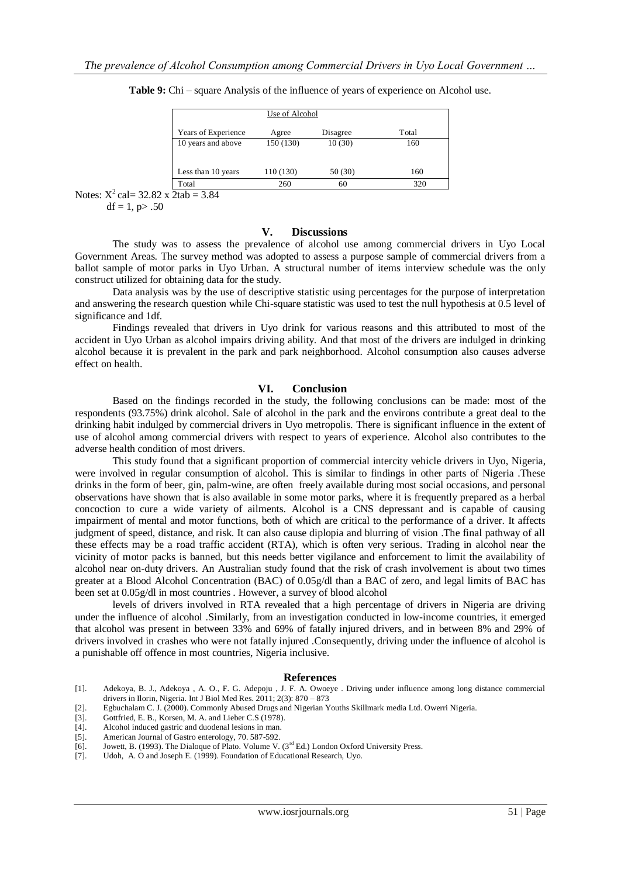**Table 9:** Chi – square Analysis of the influence of years of experience on Alcohol use.

| | Use of Alcohol | | |
|---|---|---|---|
| Years of Experience | Agree | Disagree | Total |
| 10 years and above | 150 (130) | 10 (30) | 160 |
| Less than 10 years | 110 (130) | 50 (30) | 160 |
| Total | 260 | 60 | 320 |

Notes: $X^2$ cal= 32.82 x 2tab = 3.84

df = 1, p> .50

## V. Discussions

The study was to assess the prevalence of alcohol use among commercial drivers in Uyo Local Government Areas. The survey method was adopted to assess a purpose sample of commercial drivers from a ballot sample of motor parks in Uyo Urban. A structural number of items interview schedule was the only construct utilized for obtaining data for the study.

Data analysis was by the use of descriptive statistic using percentages for the purpose of interpretation and answering the research question while Chi-square statistic was used to test the null hypothesis at 0.5 level of significance and 1df.

Findings revealed that drivers in Uyo drink for various reasons and this attributed to most of the accident in Uyo Urban as alcohol impairs driving ability. And that most of the drivers are indulged in drinking alcohol because it is prevalent in the park and park neighborhood. Alcohol consumption also causes adverse effect on health.

## VI. Conclusion

Based on the findings recorded in the study, the following conclusions can be made: most of the respondents (93.75%) drink alcohol. Sale of alcohol in the park and the environs contribute a great deal to the drinking habit indulged by commercial drivers in Uyo metropolis. There is significant influence in the extent of use of alcohol among commercial drivers with respect to years of experience. Alcohol also contributes to the adverse health condition of most drivers.

This study found that a significant proportion of commercial intercity vehicle drivers in Uyo, Nigeria, were involved in regular consumption of alcohol. This is similar to findings in other parts of Nigeria .These drinks in the form of beer, gin, palm-wine, are often freely available during most social occasions, and personal observations have shown that is also available in some motor parks, where it is frequently prepared as a herbal concoction to cure a wide variety of ailments. Alcohol is a CNS depressant and is capable of causing impairment of mental and motor functions, both of which are critical to the performance of a driver. It affects judgment of speed, distance, and risk. It can also cause diplopia and blurring of vision .The final pathway of all these effects may be a road traffic accident (RTA), which is often very serious. Trading in alcohol near the vicinity of motor packs is banned, but this needs better vigilance and enforcement to limit the availability of alcohol near on-duty drivers. An Australian study found that the risk of crash involvement is about two times greater at a Blood Alcohol Concentration (BAC) of 0.05g/dl than a BAC of zero, and legal limits of BAC has been set at 0.05g/dl in most countries . However, a survey of blood alcohol

levels of drivers involved in RTA revealed that a high percentage of drivers in Nigeria are driving under the influence of alcohol .Similarly, from an investigation conducted in low-income countries, it emerged that alcohol was present in between 33% and 69% of fatally injured drivers, and in between 8% and 29% of drivers involved in crashes who were not fatally injured .Consequently, driving under the influence of alcohol is a punishable off offence in most countries, Nigeria inclusive.

## References

[1]. Adekoya, B. J., Adekoya , A. O., F. G. Adepoju , J. F. A. Owoeye . Driving under influence among long distance commercial drivers in Ilorin, Nigeria. Int J Biol Med Res. 2011; 2(3): 870 – 873

[2]. Egbuchalam C. J. (2000). Commonly Abused Drugs and Nigerian Youths Skillmark media Ltd. Owerri Nigeria.

[3]. Gottfried, E. B., Korsen, M. A. and Lieber C.S (1978).

[4]. Alcohol induced gastric and duodenal lesions in man.

[5]. American Journal of Gastro enterology, 70. 587-592.

[6]. Jowett, B. (1993). The Dialoque of Plato. Volume V. (3rd Ed.) London Oxford University Press.

[7]. Udoh, A. O and Joseph E. (1999). Foundation of Educational Research, Uyo.